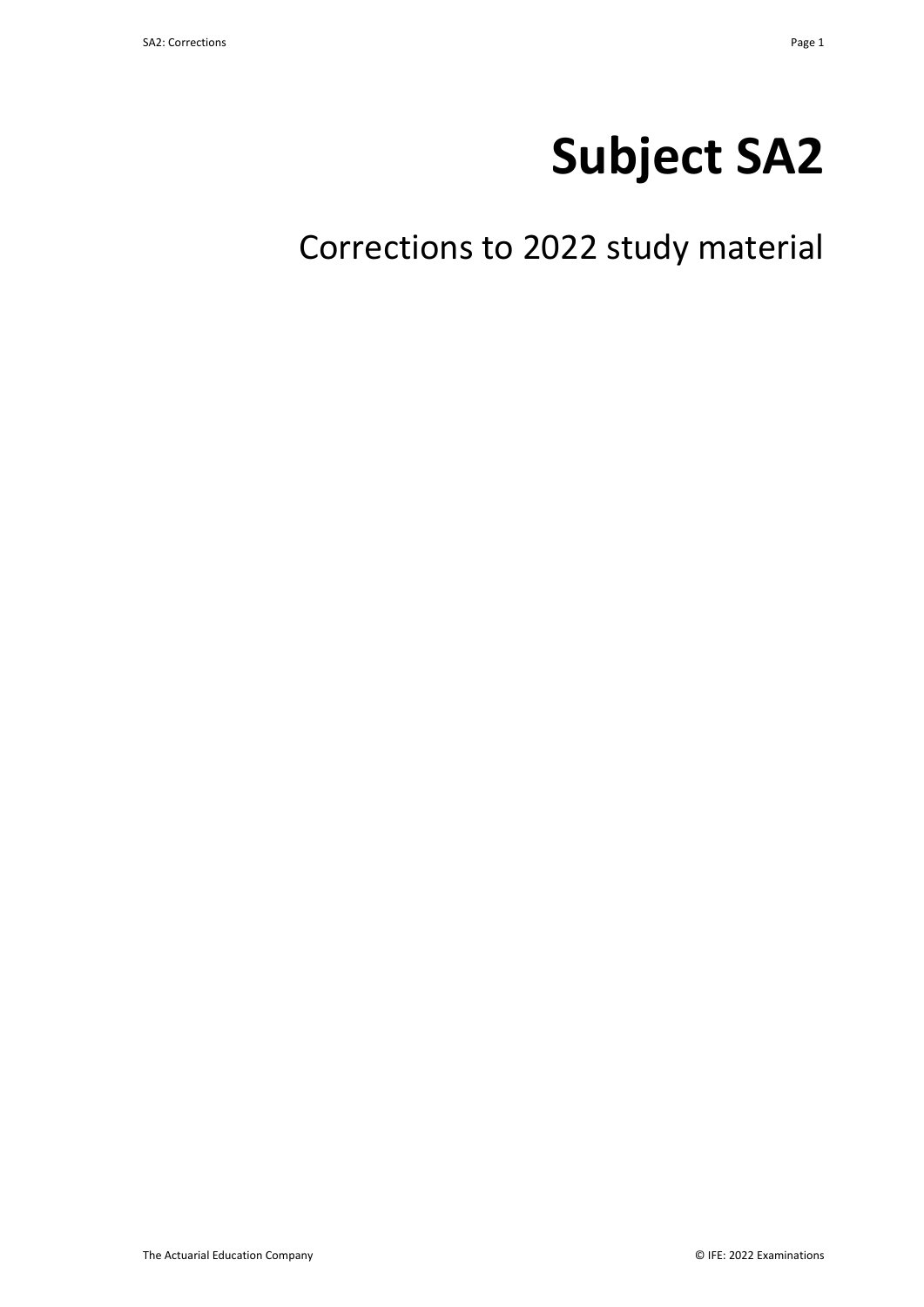# Subject SA2

## Corrections to 2022 study material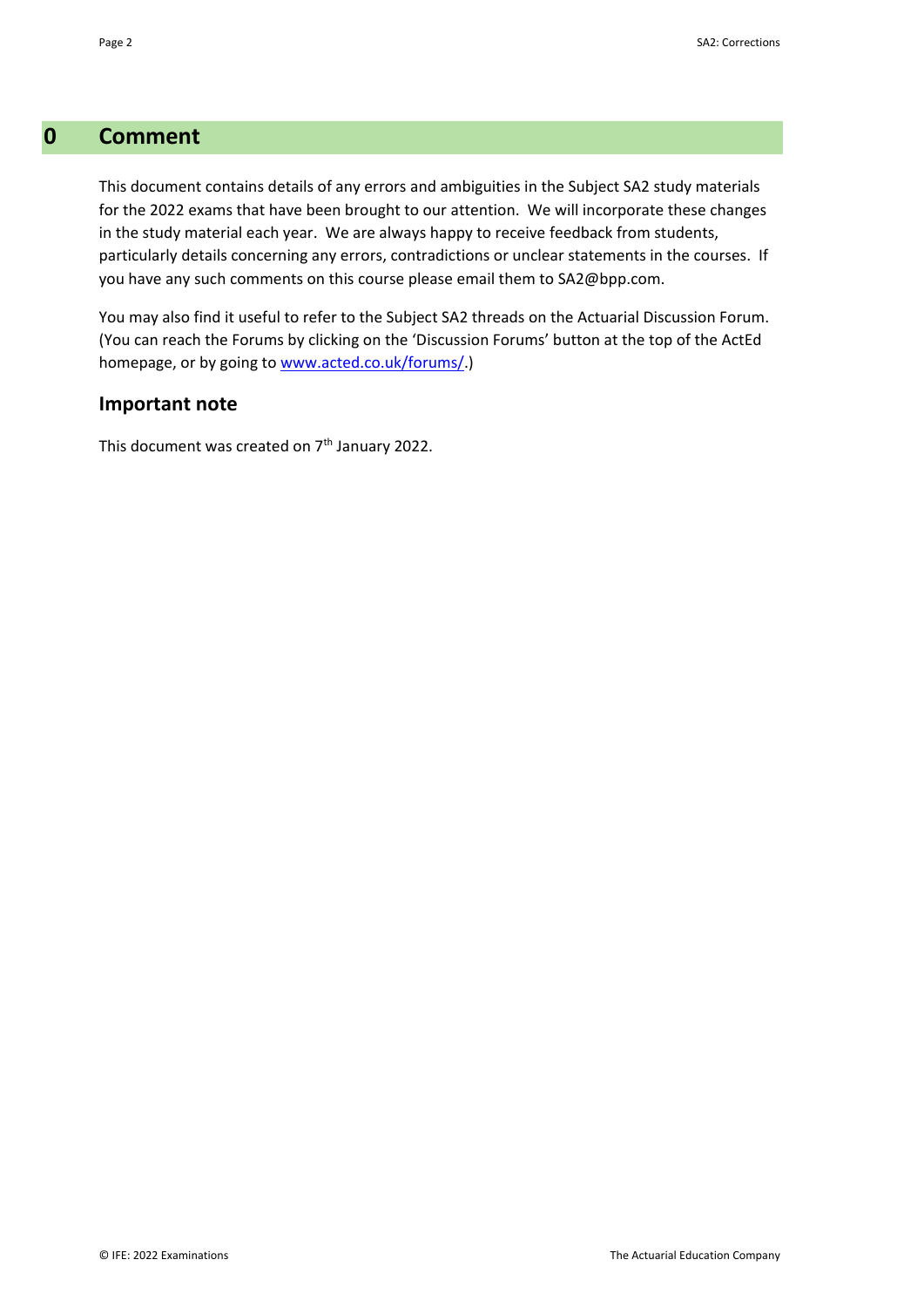# 0 Comment

This document contains details of any errors and ambiguities in the Subject SA2 study materials for the 2022 exams that have been brought to our attention. We will incorporate these changes in the study material each year. We are always happy to receive feedback from students, particularly details concerning any errors, contradictions or unclear statements in the courses. If you have any such comments on this course please email them to SA2@bpp.com.

You may also find it useful to refer to the Subject SA2 threads on the Actuarial Discussion Forum. (You can reach the Forums by clicking on the 'Discussion Forums' button at the top of the ActEd homepage, or by going to www.acted.co.uk/forums/.)

## Important note

This document was created on 7th January 2022.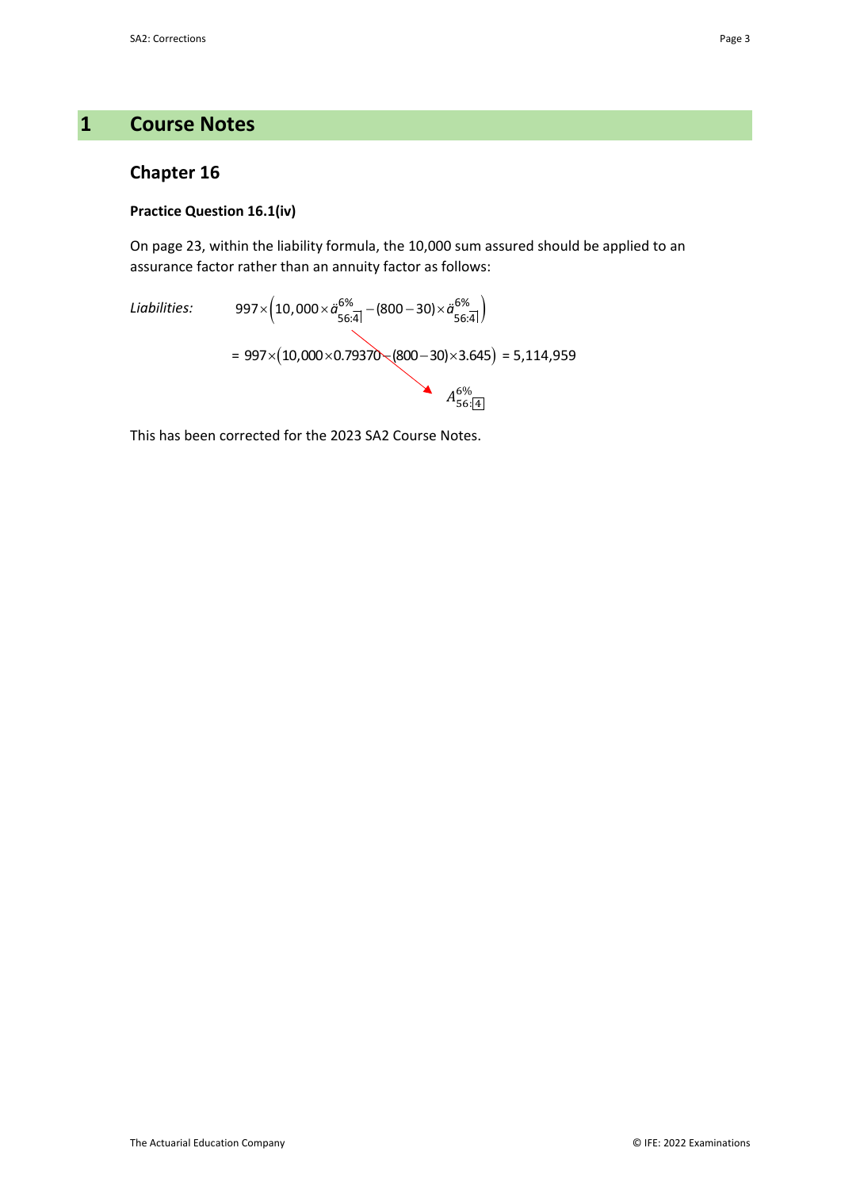# 1 Course Notes

## Chapter 16

**Practice Question 16.1(iv)**

On page 23, within the liability formula, the 10,000 sum assured should be applied to an assurance factor rather than an annuity factor as follows:

*Liabilities:*

$$997 \times \left(10{,}000 \times \ddot{a}^{6\%}_{56:\overline{4}|} - (800-30) \times \ddot{a}^{6\%}_{56:\overline{4}|}\right)$$

$$= 997 \times \left(10{,}000 \times 0.79370 - (800-30) \times 3.645\right) = 5{,}114{,}959$$

$$A^{6\%}_{56:\overline{4}|}$$

This has been corrected for the 2023 SA2 Course Notes.